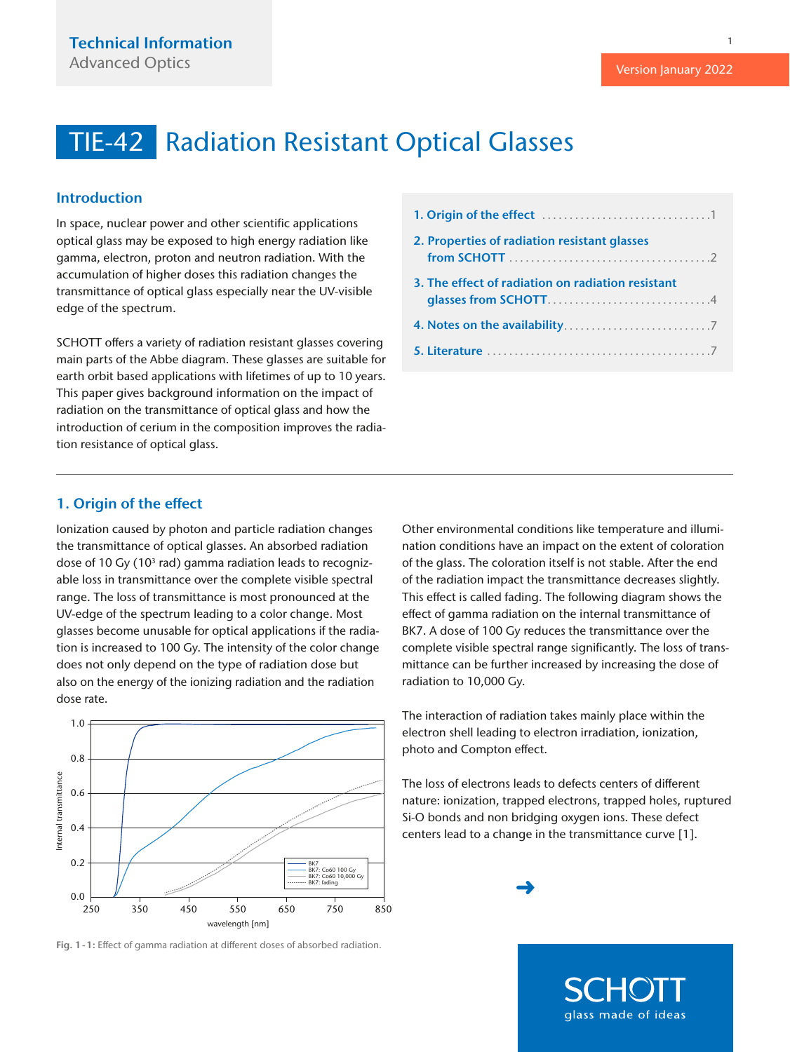Technical Information
Advanced Optics

Version January 2022

# TIE-42 Radiation Resistant Optical Glasses

## Introduction

In space, nuclear power and other scientific applications optical glass may be exposed to high energy radiation like gamma, electron, proton and neutron radiation. With the accumulation of higher doses this radiation changes the transmittance of optical glass especially near the UV-visible edge of the spectrum.

SCHOTT offers a variety of radiation resistant glasses covering main parts of the Abbe diagram. These glasses are suitable for earth orbit based applications with lifetimes of up to 10 years. This paper gives background information on the impact of radiation on the transmittance of optical glass and how the introduction of cerium in the composition improves the radiation resistance of optical glass.

1. Origin of the effect .............................. 1
2. Properties of radiation resistant glasses from SCHOTT .............................. 2
3. The effect of radiation on radiation resistant glasses from SCHOTT .............................. 4
4. Notes on the availability .............................. 7
5. Literature .............................. 7

## 1. Origin of the effect

Ionization caused by photon and particle radiation changes the transmittance of optical glasses. An absorbed radiation dose of 10 Gy ($10^3$ rad) gamma radiation leads to recognizable loss in transmittance over the complete visible spectral range. The loss of transmittance is most pronounced at the UV-edge of the spectrum leading to a color change. Most glasses become unusable for optical applications if the radiation is increased to 100 Gy. The intensity of the color change does not only depend on the type of radiation dose but also on the energy of the ionizing radiation and the radiation dose rate.

Fig. 1-1: Effect of gamma radiation at different doses of absorbed radiation.

Other environmental conditions like temperature and illumination conditions have an impact on the extent of coloration of the glass. The coloration itself is not stable. After the end of the radiation impact the transmittance decreases slightly. This effect is called fading. The following diagram shows the effect of gamma radiation on the internal transmittance of BK7. A dose of 100 Gy reduces the transmittance over the complete visible spectral range significantly. The loss of transmittance can be further increased by increasing the dose of radiation to 10,000 Gy.

The interaction of radiation takes mainly place within the electron shell leading to electron irradiation, ionization, photo and Compton effect.

The loss of electrons leads to defects centers of different nature: ionization, trapped electrons, trapped holes, ruptured Si-O bonds and non bridging oxygen ions. These defect centers lead to a change in the transmittance curve [1].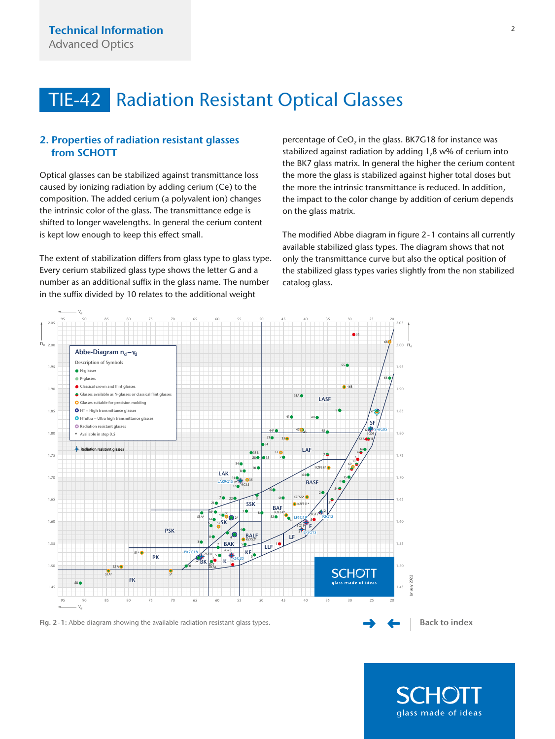# TIE-42 Radiation Resistant Optical Glasses

## 2. Properties of radiation resistant glasses from SCHOTT

Optical glasses can be stabilized against transmittance loss caused by ionizing radiation by adding cerium (Ce) to the composition. The added cerium (a polyvalent ion) changes the intrinsic color of the glass. The transmittance edge is shifted to longer wavelengths. In general the cerium content is kept low enough to keep this effect small.

The extent of stabilization differs from glass type to glass type. Every cerium stabilized glass type shows the letter G and a number as an additional suffix in the glass name. The number in the suffix divided by 10 relates to the additional weight percentage of $CeO_2$ in the glass. BK7G18 for instance was stabilized against radiation by adding 1,8 w% of cerium into the BK7 glass matrix. In general the higher the cerium content the more the glass is stabilized against higher total doses but the more the intrinsic transmittance is reduced. In addition, the impact to the color change by addition of cerium depends on the glass matrix.

The modified Abbe diagram in figure 2-1 contains all currently available stabilized glass types. The diagram shows that not only the transmittance curve but also the optical position of the stabilized glass types varies slightly from the non stabilized catalog glass.

Fig. 2-1: Abbe diagram showing the available radiation resistant glass types.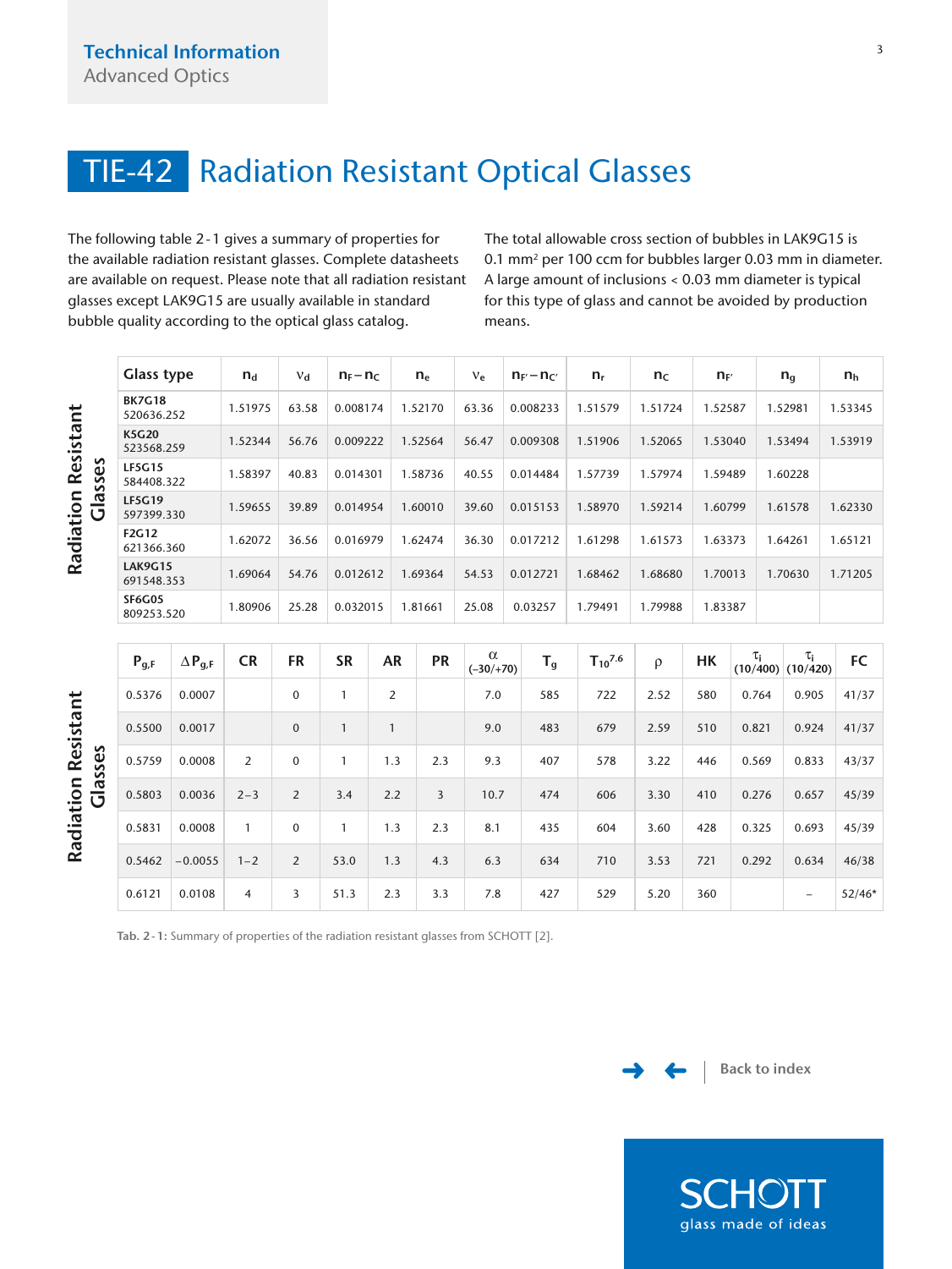# TIE-42 Radiation Resistant Optical Glasses

The following table 2-1 gives a summary of properties for the available radiation resistant glasses. Complete datasheets are available on request. Please note that all radiation resistant glasses except LAK9G15 are usually available in standard bubble quality according to the optical glass catalog.

The total allowable cross section of bubbles in LAK9G15 is 0.1 mm² per 100 ccm for bubbles larger 0.03 mm in diameter. A large amount of inclusions < 0.03 mm diameter is typical for this type of glass and cannot be avoided by production means.

| Glass type | $n_d$ | $\nu_d$ | $n_F - n_C$ | $n_e$ | $\nu_e$ | $n_{F'} - n_{C'}$ | $n_r$ | $n_C$ | $n_{F'}$ | $n_g$ | $n_h$ |
|---|---|---|---|---|---|---|---|---|---|---|---|
| **BK7G18** 520636.252 | 1.51975 | 63.58 | 0.008174 | 1.52170 | 63.36 | 0.008233 | 1.51579 | 1.51724 | 1.52587 | 1.52981 | 1.53345 |
| **K5G20** 523568.259 | 1.52344 | 56.76 | 0.009222 | 1.52564 | 56.47 | 0.009308 | 1.51906 | 1.52065 | 1.53040 | 1.53494 | 1.53919 |
| **LF5G15** 584408.322 | 1.58397 | 40.83 | 0.014301 | 1.58736 | 40.55 | 0.014484 | 1.57739 | 1.57974 | 1.59489 | 1.60228 | |
| **LF5G19** 597399.330 | 1.59655 | 39.89 | 0.014954 | 1.60010 | 39.60 | 0.015153 | 1.58970 | 1.59214 | 1.60799 | 1.61578 | 1.62330 |
| **F2G12** 621366.360 | 1.62072 | 36.56 | 0.016979 | 1.62474 | 36.30 | 0.017212 | 1.61298 | 1.61573 | 1.63373 | 1.64261 | 1.65121 |
| **LAK9G15** 691548.353 | 1.69064 | 54.76 | 0.012612 | 1.69364 | 54.53 | 0.012721 | 1.68462 | 1.68680 | 1.70013 | 1.70630 | 1.71205 |
| **SF6G05** 809253.520 | 1.80906 | 25.28 | 0.032015 | 1.81661 | 25.08 | 0.03257 | 1.79491 | 1.79988 | 1.83387 | | |

| Glass type | $P_{g,F}$ | $\Delta P_{g,F}$ | CR | FR | SR | AR | PR | $\alpha$ (−30/+70) | $T_g$ | $T_{10^{7.6}}$ | $\rho$ | HK | $\tau_i$ (10/400) | $\tau_i$ (10/420) | FC |
|---|---|---|---|---|---|---|---|---|---|---|---|---|---|---|---|
| BK7G18 | 0.5376 | 0.0007 | | 0 | 1 | 2 | | 7.0 | 585 | 722 | 2.52 | 580 | 0.764 | 0.905 | 41/37 |
| K5G20 | 0.5500 | 0.0017 | | 0 | 1 | 1 | | 9.0 | 483 | 679 | 2.59 | 510 | 0.821 | 0.924 | 41/37 |
| LF5G15 | 0.5759 | 0.0008 | 2 | 0 | 1 | 1.3 | 2.3 | 9.3 | 407 | 578 | 3.22 | 446 | 0.569 | 0.833 | 43/37 |
| LF5G19 | 0.5803 | 0.0036 | 2−3 | 2 | 3.4 | 2.2 | 3 | 10.7 | 474 | 606 | 3.30 | 410 | 0.276 | 0.657 | 45/39 |
| F2G12 | 0.5831 | 0.0008 | 1 | 0 | 1 | 1.3 | 2.3 | 8.1 | 435 | 604 | 3.60 | 428 | 0.325 | 0.693 | 45/39 |
| LAK9G15 | 0.5462 | −0.0055 | 1−2 | 2 | 53.0 | 1.3 | 4.3 | 6.3 | 634 | 710 | 3.53 | 721 | 0.292 | 0.634 | 46/38 |
| SF6G05 | 0.6121 | 0.0108 | 4 | 3 | 51.3 | 2.3 | 3.3 | 7.8 | 427 | 529 | 5.20 | 360 | | – | 52/46* |

**Tab. 2-1:** Summary of properties of the radiation resistant glasses from SCHOTT [2].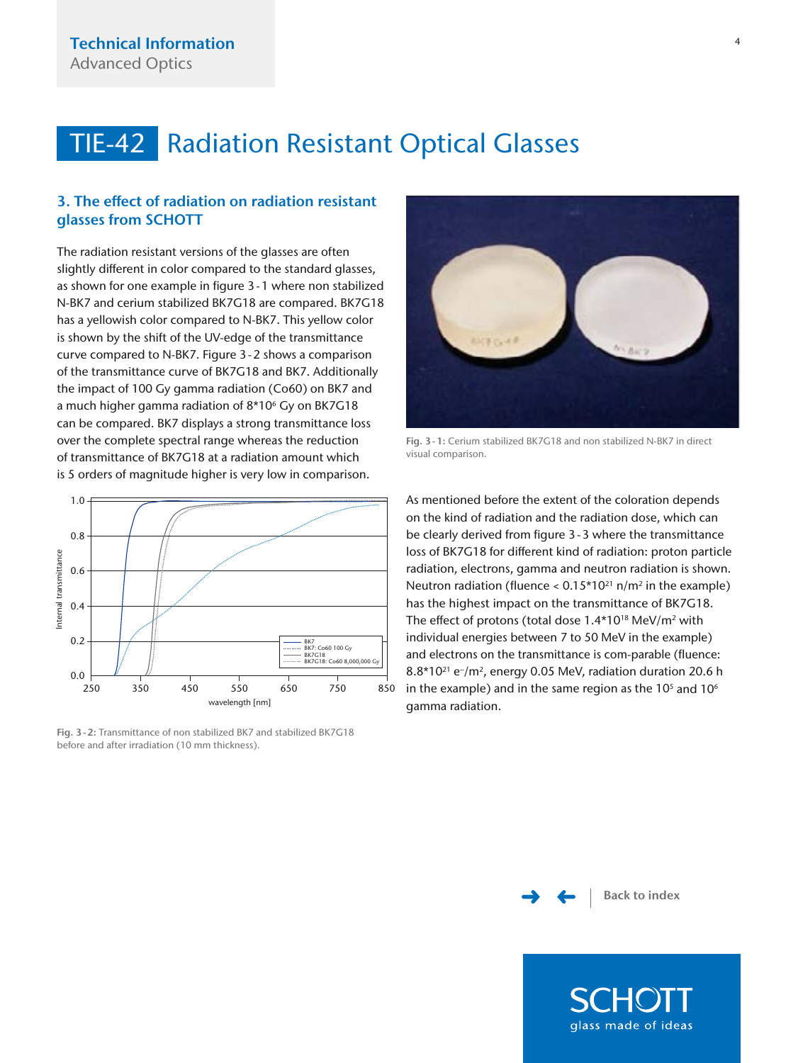# TIE-42 Radiation Resistant Optical Glasses

## 3. The effect of radiation on radiation resistant glasses from SCHOTT

The radiation resistant versions of the glasses are often slightly different in color compared to the standard glasses, as shown for one example in figure 3-1 where non stabilized N-BK7 and cerium stabilized BK7G18 are compared. BK7G18 has a yellowish color compared to N-BK7. This yellow color is shown by the shift of the UV-edge of the transmittance curve compared to N-BK7. Figure 3-2 shows a comparison of the transmittance curve of BK7G18 and BK7. Additionally the impact of 100 Gy gamma radiation (Co60) on BK7 and a much higher gamma radiation of $8*10^6$ Gy on BK7G18 can be compared. BK7 displays a strong transmittance loss over the complete spectral range whereas the reduction of transmittance of BK7G18 at a radiation amount which is 5 orders of magnitude higher is very low in comparison.

**Fig. 3-2:** Transmittance of non stabilized BK7 and stabilized BK7G18 before and after irradiation (10 mm thickness).

**Fig. 3-1:** Cerium stabilized BK7G18 and non stabilized N-BK7 in direct visual comparison.

As mentioned before the extent of the coloration depends on the kind of radiation and the radiation dose, which can be clearly derived from figure 3-3 where the transmittance loss of BK7G18 for different kind of radiation: proton particle radiation, electrons, gamma and neutron radiation is shown. Neutron radiation (fluence < $0.15*10^{21}$ n/m²) in the example) has the highest impact on the transmittance of BK7G18. The effect of protons (total dose $1.4*10^{18}$ MeV/m² with individual energies between 7 to 50 MeV in the example) and electrons on the transmittance is com-parable (fluence: $8.8*10^{21}$ $e^-$/m², energy 0.05 MeV, radiation duration 20.6 h in the example) and in the same region as the $10^5$ and $10^6$ gamma radiation.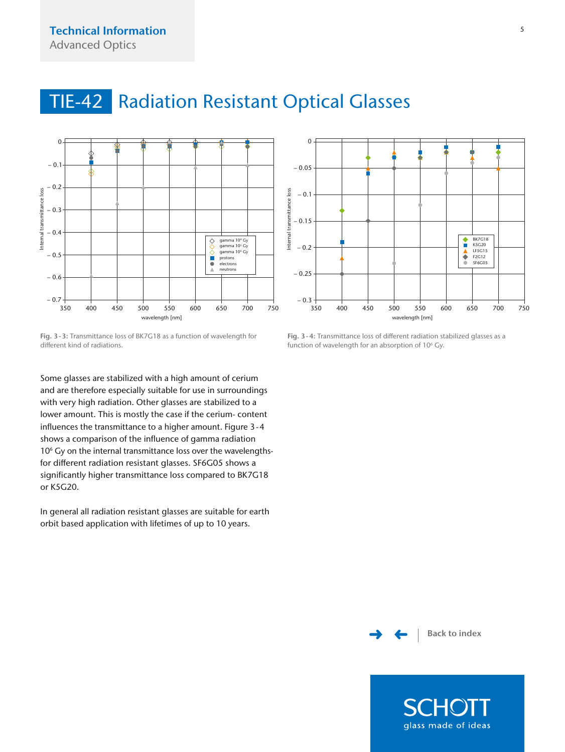# TIE-42 Radiation Resistant Optical Glasses

Fig. 3-3: Transmittance loss of BK7G18 as a function of wavelength for different kind of radiations.

Fig. 3-4: Transmittance loss of different radiation stabilized glasses as a function of wavelength for an absorption of $10^6$ Gy.

Some glasses are stabilized with a high amount of cerium and are therefore especially suitable for use in surroundings with very high radiation. Other glasses are stabilized to a lower amount. This is mostly the case if the cerium- content influences the transmittance to a higher amount. Figure 3-4 shows a comparison of the influence of gamma radiation $10^6$ Gy on the internal transmittance loss over the wavelengths-for different radiation resistant glasses. SF6G05 shows a significantly higher transmittance loss compared to BK7G18 or K5G20.

In general all radiation resistant glasses are suitable for earth orbit based application with lifetimes of up to 10 years.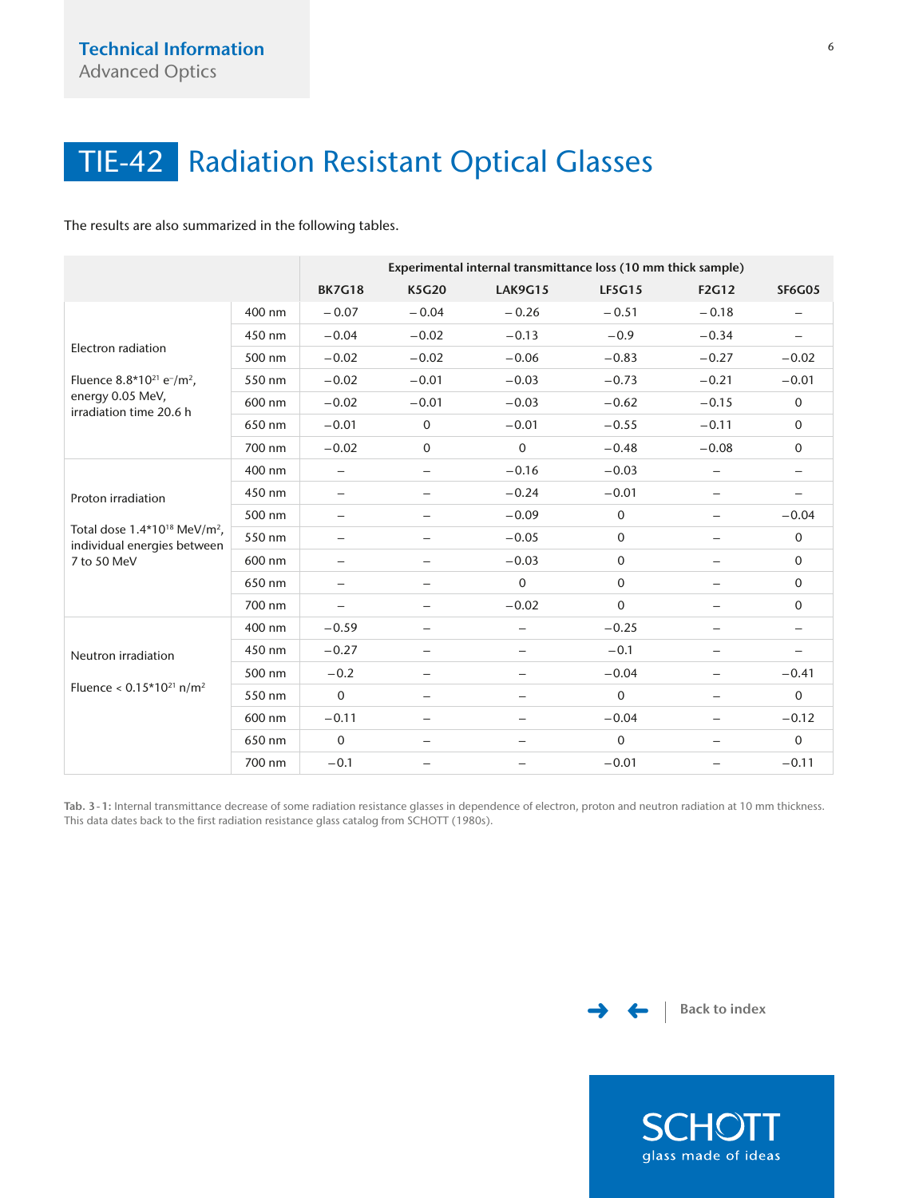# TIE-42 Radiation Resistant Optical Glasses

The results are also summarized in the following tables.

| | | Experimental internal transmittance loss (10 mm thick sample) | | | | | |
|---|---|---|---|---|---|---|---|
| | | BK7G18 | K5G20 | LAK9G15 | LF5G15 | F2G12 | SF6G05 |
| Electron radiation<br><br>Fluence $8.8*10^{21}$ $e^-/m^2$, energy 0.05 MeV, irradiation time 20.6 h | 400 nm | −0.07 | −0.04 | −0.26 | −0.51 | −0.18 | – |
| | 450 nm | −0.04 | −0.02 | −0.13 | −0.9 | −0.34 | – |
| | 500 nm | −0.02 | −0.02 | −0.06 | −0.83 | −0.27 | −0.02 |
| | 550 nm | −0.02 | −0.01 | −0.03 | −0.73 | −0.21 | −0.01 |
| | 600 nm | −0.02 | −0.01 | −0.03 | −0.62 | −0.15 | 0 |
| | 650 nm | −0.01 | 0 | −0.01 | −0.55 | −0.11 | 0 |
| | 700 nm | −0.02 | 0 | 0 | −0.48 | −0.08 | 0 |
| Proton irradiation<br><br>Total dose $1.4*10^{18}$ $MeV/m^2$, individual energies between 7 to 50 MeV | 400 nm | – | – | −0.16 | −0.03 | – | – |
| | 450 nm | – | – | −0.24 | −0.01 | – | – |
| | 500 nm | – | – | −0.09 | 0 | – | −0.04 |
| | 550 nm | – | – | −0.05 | 0 | – | 0 |
| | 600 nm | – | – | −0.03 | 0 | – | 0 |
| | 650 nm | – | – | 0 | 0 | – | 0 |
| | 700 nm | – | – | −0.02 | 0 | – | 0 |
| Neutron irradiation<br><br>Fluence < $0.15*10^{21}$ $n/m^2$ | 400 nm | −0.59 | – | – | −0.25 | – | – |
| | 450 nm | −0.27 | – | – | −0.1 | – | – |
| | 500 nm | −0.2 | – | – | −0.04 | – | −0.41 |
| | 550 nm | 0 | – | – | 0 | – | 0 |
| | 600 nm | −0.11 | – | – | −0.04 | – | −0.12 |
| | 650 nm | 0 | – | – | 0 | – | 0 |
| | 700 nm | −0.1 | – | – | −0.01 | – | −0.11 |

**Tab. 3-1:** Internal transmittance decrease of some radiation resistance glasses in dependence of electron, proton and neutron radiation at 10 mm thickness. This data dates back to the first radiation resistance glass catalog from SCHOTT (1980s).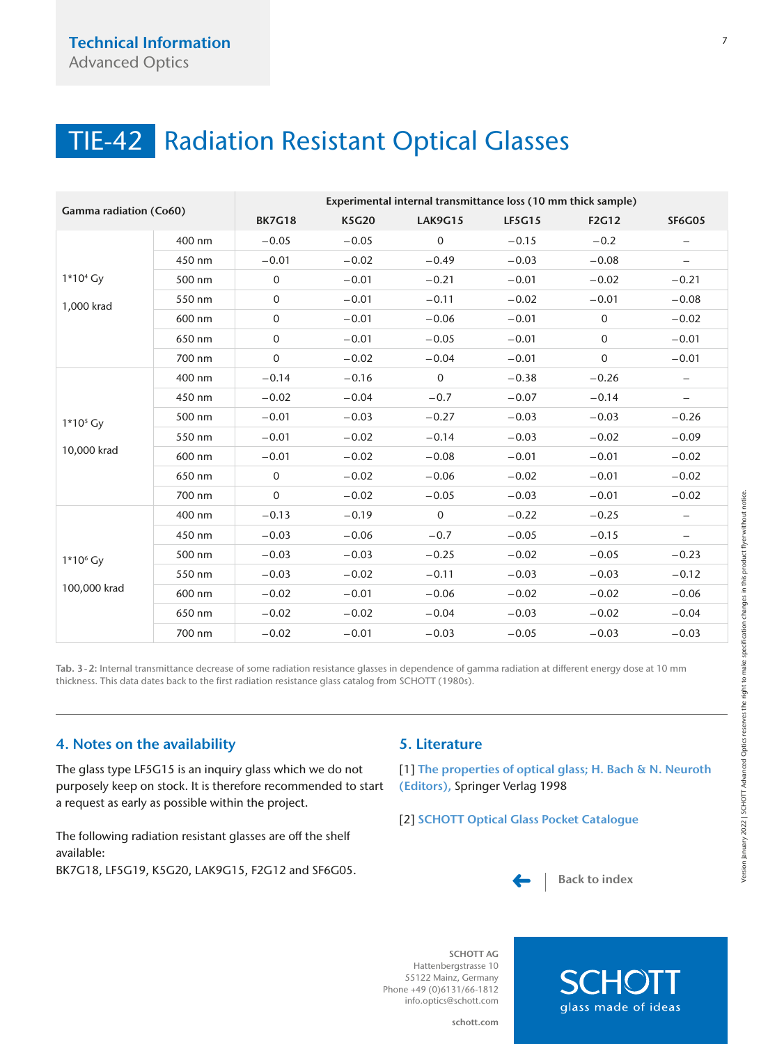# TIE-42 Radiation Resistant Optical Glasses

| Gamma radiation (Co60) | | Experimental internal transmittance loss (10 mm thick sample) | | | | | |
|---|---|---|---|---|---|---|---|
| | | BK7G18 | K5G20 | LAK9G15 | LF5G15 | F2G12 | SF6G05 |
| $1*10^4$ Gy<br>1,000 krad | 400 nm | −0.05 | −0.05 | 0 | −0.15 | −0.2 | – |
| | 450 nm | −0.01 | −0.02 | −0.49 | −0.03 | −0.08 | – |
| | 500 nm | 0 | −0.01 | −0.21 | −0.01 | −0.02 | −0.21 |
| | 550 nm | 0 | −0.01 | −0.11 | −0.02 | −0.01 | −0.08 |
| | 600 nm | 0 | −0.01 | −0.06 | −0.01 | 0 | −0.02 |
| | 650 nm | 0 | −0.01 | −0.05 | −0.01 | 0 | −0.01 |
| | 700 nm | 0 | −0.02 | −0.04 | −0.01 | 0 | −0.01 |
| $1*10^5$ Gy<br>10,000 krad | 400 nm | −0.14 | −0.16 | 0 | −0.38 | −0.26 | – |
| | 450 nm | −0.02 | −0.04 | −0.7 | −0.07 | −0.14 | – |
| | 500 nm | −0.01 | −0.03 | −0.27 | −0.03 | −0.03 | −0.26 |
| | 550 nm | −0.01 | −0.02 | −0.14 | −0.03 | −0.02 | −0.09 |
| | 600 nm | −0.01 | −0.02 | −0.08 | −0.01 | −0.01 | −0.02 |
| | 650 nm | 0 | −0.02 | −0.06 | −0.02 | −0.01 | −0.02 |
| | 700 nm | 0 | −0.02 | −0.05 | −0.03 | −0.01 | −0.02 |
| $1*10^6$ Gy<br>100,000 krad | 400 nm | −0.13 | −0.19 | 0 | −0.22 | −0.25 | – |
| | 450 nm | −0.03 | −0.06 | −0.7 | −0.05 | −0.15 | – |
| | 500 nm | −0.03 | −0.03 | −0.25 | −0.02 | −0.05 | −0.23 |
| | 550 nm | −0.03 | −0.02 | −0.11 | −0.03 | −0.03 | −0.12 |
| | 600 nm | −0.02 | −0.01 | −0.06 | −0.02 | −0.02 | −0.06 |
| | 650 nm | −0.02 | −0.02 | −0.04 | −0.03 | −0.02 | −0.04 |
| | 700 nm | −0.02 | −0.01 | −0.03 | −0.05 | −0.03 | −0.03 |

**Tab. 3-2:** Internal transmittance decrease of some radiation resistance glasses in dependence of gamma radiation at different energy dose at 10 mm thickness. This data dates back to the first radiation resistance glass catalog from SCHOTT (1980s).

## 4. Notes on the availability

The glass type LF5G15 is an inquiry glass which we do not purposely keep on stock. It is therefore recommended to start a request as early as possible within the project.

The following radiation resistant glasses are off the shelf available:
BK7G18, LF5G19, K5G20, LAK9G15, F2G12 and SF6G05.

## 5. Literature

[1] The properties of optical glass; H. Bach & N. Neuroth (Editors), Springer Verlag 1998

[2] SCHOTT Optical Glass Pocket Catalogue

Back to index

**SCHOTT AG**
Hattenbergstrasse 10
55122 Mainz, Germany
Phone +49 (0)6131/66-1812
info.optics@schott.com

**schott.com**

SCHOTT glass made of ideas

Version January 2022 | SCHOTT Advanced Optics reserves the right to make specification changes in this product flyer without notice.